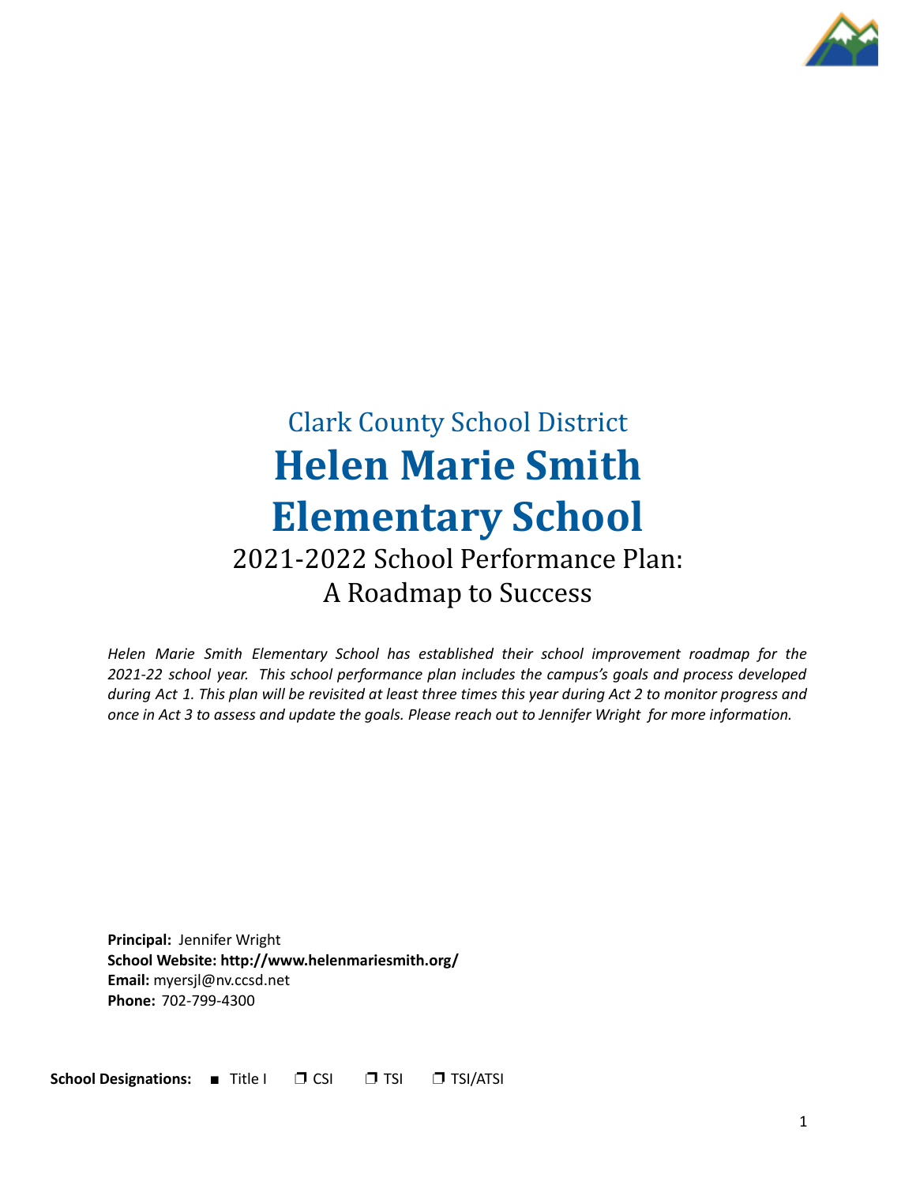Clark County School District

# Helen Marie Smith Elementary School

## 2021-2022 School Performance Plan: A Roadmap to Success

*Helen Marie Smith Elementary School has established their school improvement roadmap for the 2021-22 school year. This school performance plan includes the campus's goals and process developed during Act 1. This plan will be revisited at least three times this year during Act 2 to monitor progress and once in Act 3 to assess and update the goals. Please reach out to Jennifer Wright for more information.*

**Principal:** Jennifer Wright
**School Website: http://www.helenmariesmith.org/**
**Email:** myersjl@nv.ccsd.net
**Phone:** 702-799-4300

**School Designations:** ■ Title I ❒ CSI ❒ TSI ❒ TSI/ATSI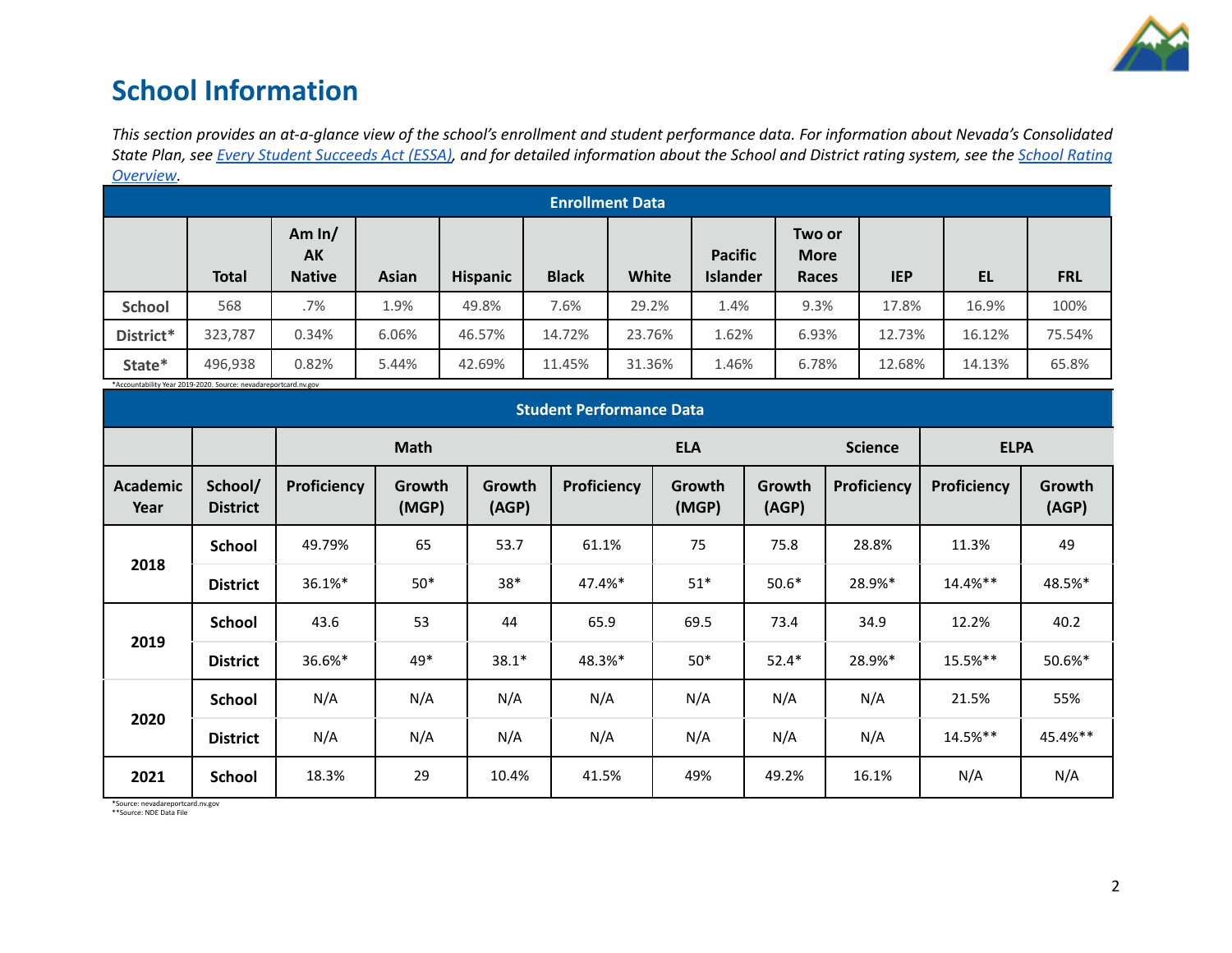# School Information

*This section provides an at-a-glance view of the school's enrollment and student performance data. For information about Nevada's Consolidated State Plan, see [Every Student Succeeds Act (ESSA)](), and for detailed information about the School and District rating system, see the [School Rating Overview]().*

| Enrollment Data | | | | | | | | | | | |
|---|---|---|---|---|---|---|---|---|---|---|---|
| | Total | Am In/ AK Native | Asian | Hispanic | Black | White | Pacific Islander | Two or More Races | IEP | EL | FRL |
| School | 568 | .7% | 1.9% | 49.8% | 7.6% | 29.2% | 1.4% | 9.3% | 17.8% | 16.9% | 100% |
| District* | 323,787 | 0.34% | 6.06% | 46.57% | 14.72% | 23.76% | 1.62% | 6.93% | 12.73% | 16.12% | 75.54% |
| State* | 496,938 | 0.82% | 5.44% | 42.69% | 11.45% | 31.36% | 1.46% | 6.78% | 12.68% | 14.13% | 65.8% |

*Accountability Year 2019-2020. Source: nevadareportcard.nv.gov

| Student Performance Data | | | | | | | | | | |
|---|---|---|---|---|---|---|---|---|---|---|
| | | Math | | | ELA | | | Science | ELPA | |
| Academic Year | School/ District | Proficiency | Growth (MGP) | Growth (AGP) | Proficiency | Growth (MGP) | Growth (AGP) | Proficiency | Proficiency | Growth (AGP) |
| 2018 | School | 49.79% | 65 | 53.7 | 61.1% | 75 | 75.8 | 28.8% | 11.3% | 49 |
| | District | 36.1%* | 50* | 38* | 47.4%* | 51* | 50.6* | 28.9%* | 14.4%** | 48.5%* |
| 2019 | School | 43.6 | 53 | 44 | 65.9 | 69.5 | 73.4 | 34.9 | 12.2% | 40.2 |
| | District | 36.6%* | 49* | 38.1* | 48.3%* | 50* | 52.4* | 28.9%* | 15.5%** | 50.6%* |
| 2020 | School | N/A | N/A | N/A | N/A | N/A | N/A | N/A | 21.5% | 55% |
| | District | N/A | N/A | N/A | N/A | N/A | N/A | N/A | 14.5%** | 45.4%** |
| 2021 | School | 18.3% | 29 | 10.4% | 41.5% | 49% | 49.2% | 16.1% | N/A | N/A |

*Source: nevadareportcard.nv.gov
**Source: NDE Data File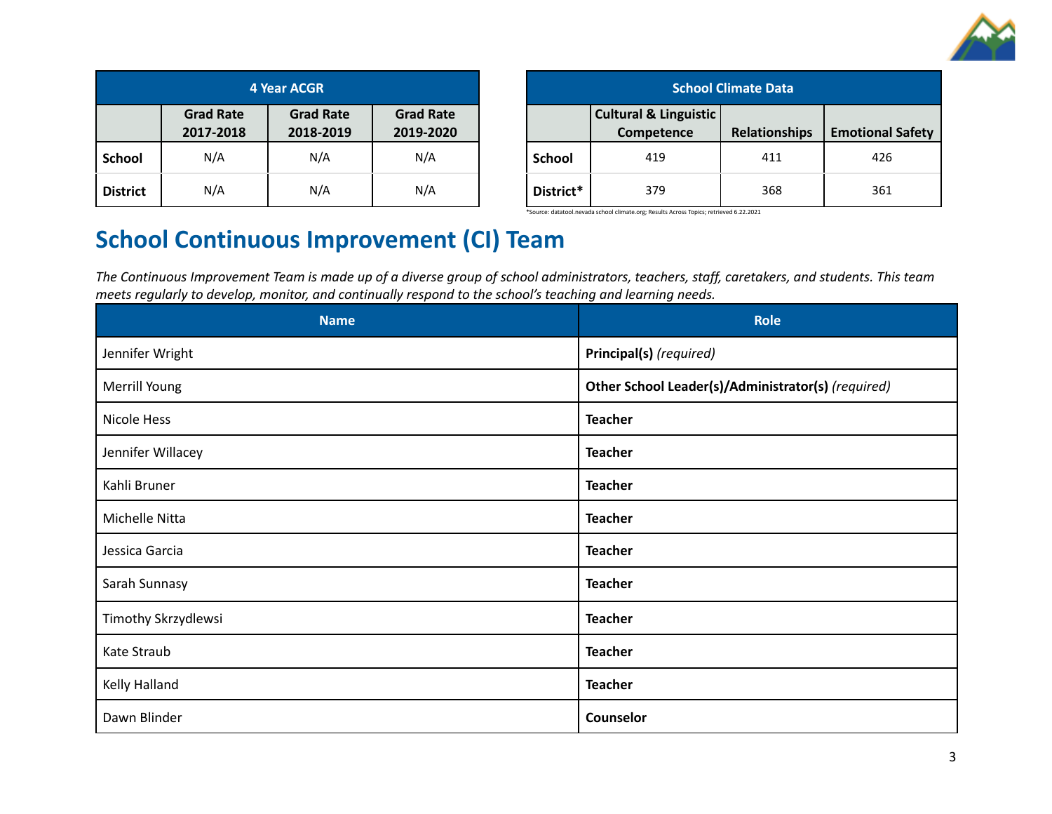| 4 Year ACGR | | | |
|---|---|---|---|
| | Grad Rate 2017-2018 | Grad Rate 2018-2019 | Grad Rate 2019-2020 |
| **School** | N/A | N/A | N/A |
| **District** | N/A | N/A | N/A |

| School Climate Data | | | |
|---|---|---|---|
| | Cultural & Linguistic Competence | Relationships | Emotional Safety |
| **School** | 419 | 411 | 426 |
| **District*** | 379 | 368 | 361 |

*Source: datatool.nevada school climate.org; Results Across Topics; retrieved 6.22.2021

## School Continuous Improvement (CI) Team

*The Continuous Improvement Team is made up of a diverse group of school administrators, teachers, staff, caretakers, and students. This team meets regularly to develop, monitor, and continually respond to the school's teaching and learning needs.*

| Name | Role |
|---|---|
| Jennifer Wright | **Principal(s)** *(required)* |
| Merrill Young | **Other School Leader(s)/Administrator(s)** *(required)* |
| Nicole Hess | **Teacher** |
| Jennifer Willacey | **Teacher** |
| Kahli Bruner | **Teacher** |
| Michelle Nitta | **Teacher** |
| Jessica Garcia | **Teacher** |
| Sarah Sunnasy | **Teacher** |
| Timothy Skrzydlewsi | **Teacher** |
| Kate Straub | **Teacher** |
| Kelly Halland | **Teacher** |
| Dawn Blinder | **Counselor** |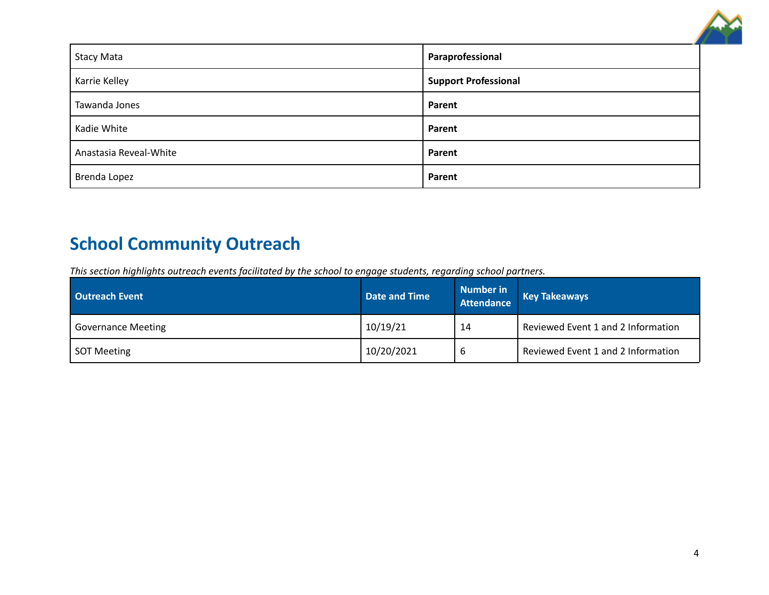| Stacy Mata | **Paraprofessional** |
|---|---|
| Karrie Kelley | **Support Professional** |
| Tawanda Jones | **Parent** |
| Kadie White | **Parent** |
| Anastasia Reveal-White | **Parent** |
| Brenda Lopez | **Parent** |

## School Community Outreach

*This section highlights outreach events facilitated by the school to engage students, regarding school partners.*

| Outreach Event | Date and Time | Number in Attendance | Key Takeaways |
|---|---|---|---|
| Governance Meeting | 10/19/21 | 14 | Reviewed Event 1 and 2 Information |
| SOT Meeting | 10/20/2021 | 6 | Reviewed Event 1 and 2 Information |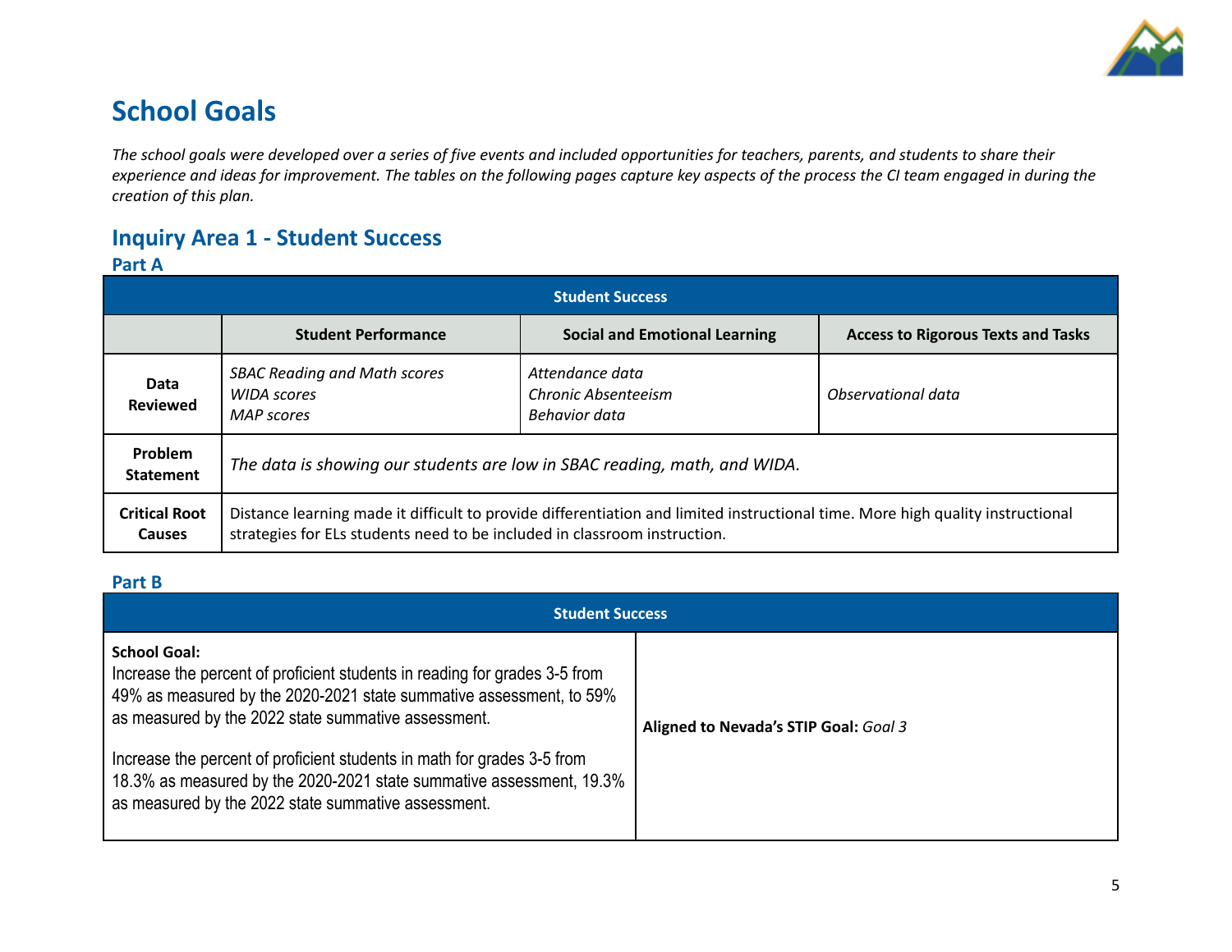# School Goals

*The school goals were developed over a series of five events and included opportunities for teachers, parents, and students to share their experience and ideas for improvement. The tables on the following pages capture key aspects of the process the CI team engaged in during the creation of this plan.*

## Inquiry Area 1 - Student Success

### Part A

| Student Success | | | |
|---|---|---|---|
| | **Student Performance** | **Social and Emotional Learning** | **Access to Rigorous Texts and Tasks** |
| **Data Reviewed** | *SBAC Reading and Math scores*<br>*WIDA scores*<br>*MAP scores* | *Attendance data*<br>*Chronic Absenteeism*<br>*Behavior data* | *Observational data* |
| **Problem Statement** | *The data is showing our students are low in SBAC reading, math, and WIDA.* | | |
| **Critical Root Causes** | Distance learning made it difficult to provide differentiation and limited instructional time. More high quality instructional strategies for ELs students need to be included in classroom instruction. | | |

### Part B

| Student Success | |
|---|---|
| **School Goal:**<br>Increase the percent of proficient students in reading for grades 3-5 from 49% as measured by the 2020-2021 state summative assessment, to 59% as measured by the 2022 state summative assessment.<br><br>Increase the percent of proficient students in math for grades 3-5 from 18.3% as measured by the 2020-2021 state summative assessment, 19.3% as measured by the 2022 state summative assessment. | **Aligned to Nevada's STIP Goal:** *Goal 3* |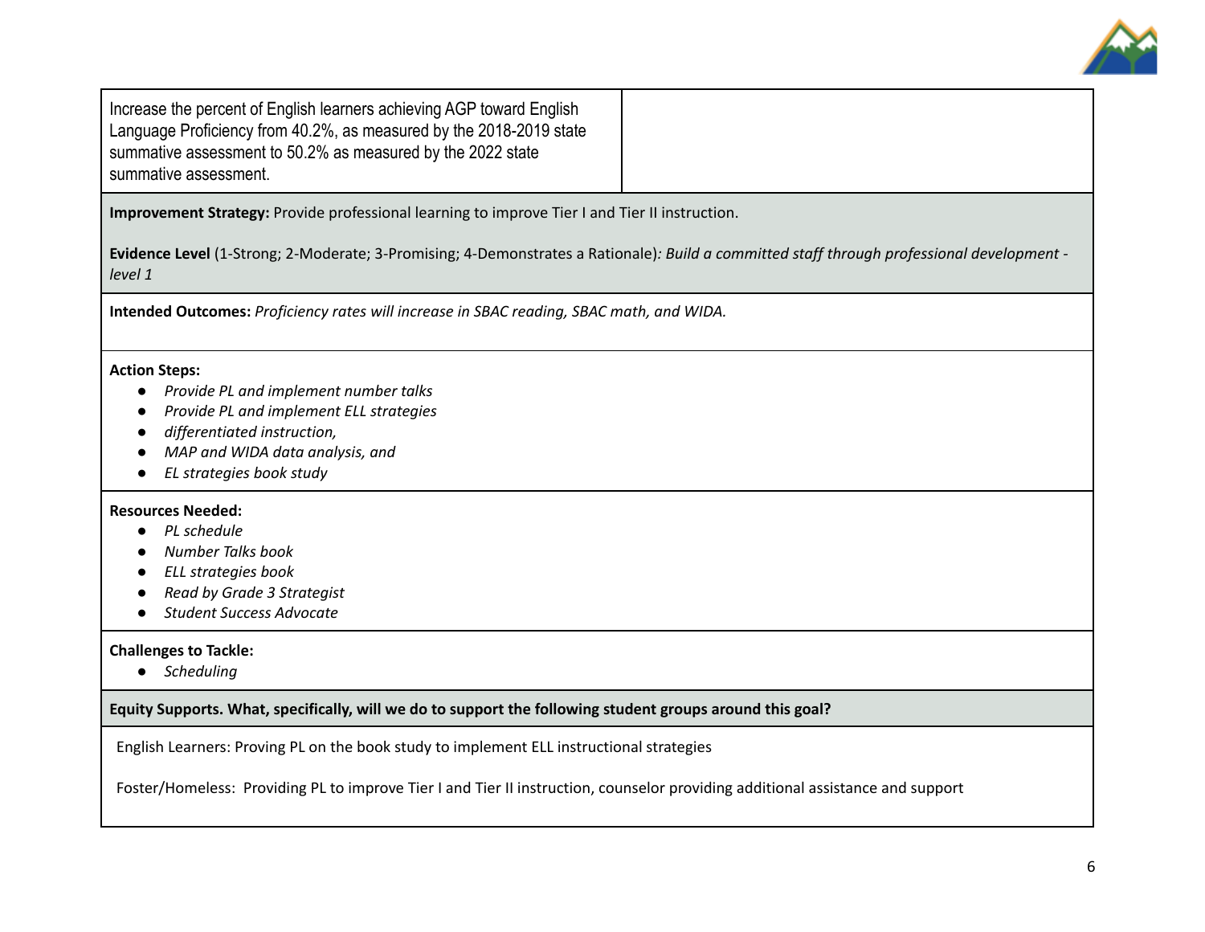| Increase the percent of English learners achieving AGP toward English Language Proficiency from 40.2%, as measured by the 2018-2019 state summative assessment to 50.2% as measured by the 2022 state summative assessment. | |
|---|---|

**Improvement Strategy:** Provide professional learning to improve Tier I and Tier II instruction.

**Evidence Level** (1-Strong; 2-Moderate; 3-Promising; 4-Demonstrates a Rationale)*: Build a committed staff through professional development - level 1*

**Intended Outcomes:** *Proficiency rates will increase in SBAC reading, SBAC math, and WIDA.*

**Action Steps:**

- *Provide PL and implement number talks*
- *Provide PL and implement ELL strategies*
- *differentiated instruction,*
- *MAP and WIDA data analysis, and*
- *EL strategies book study*

**Resources Needed:**

- *PL schedule*
- *Number Talks book*
- *ELL strategies book*
- *Read by Grade 3 Strategist*
- *Student Success Advocate*

**Challenges to Tackle:**

- *Scheduling*

**Equity Supports. What, specifically, will we do to support the following student groups around this goal?**

English Learners: Proving PL on the book study to implement ELL instructional strategies

Foster/Homeless: Providing PL to improve Tier I and Tier II instruction, counselor providing additional assistance and support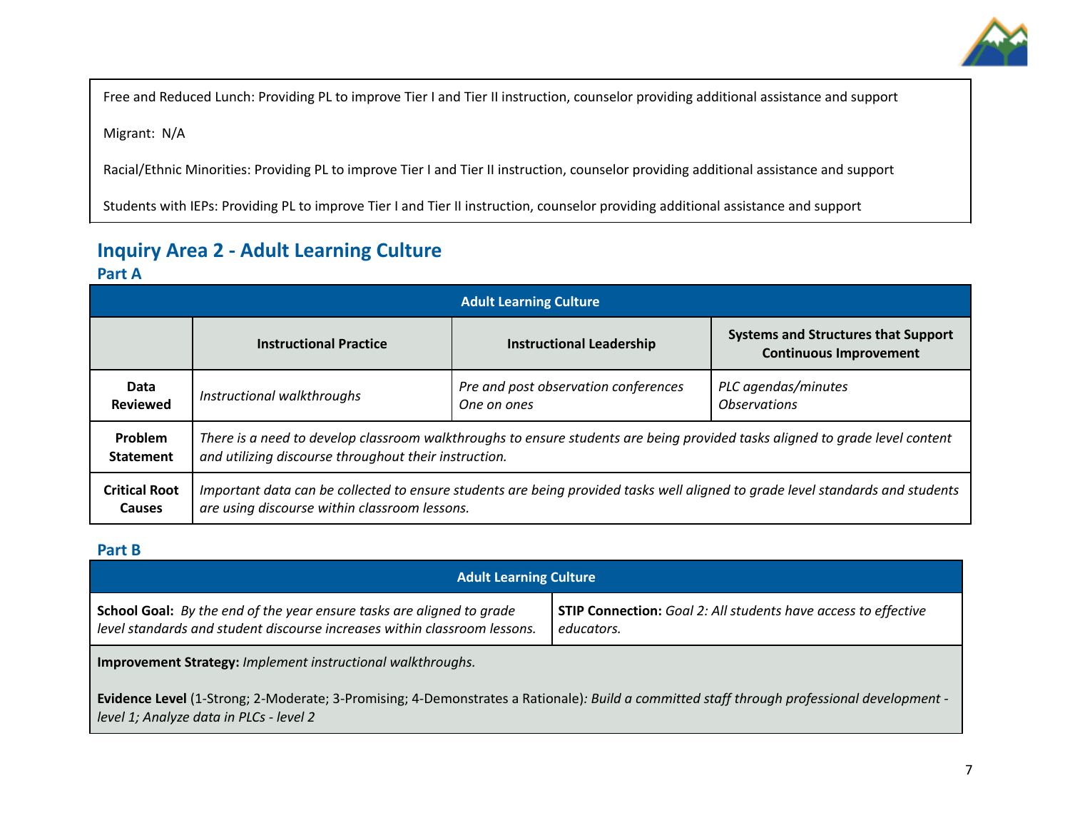Free and Reduced Lunch: Providing PL to improve Tier I and Tier II instruction, counselor providing additional assistance and support

Migrant: N/A

Racial/Ethnic Minorities: Providing PL to improve Tier I and Tier II instruction, counselor providing additional assistance and support

Students with IEPs: Providing PL to improve Tier I and Tier II instruction, counselor providing additional assistance and support

## Inquiry Area 2 - Adult Learning Culture

### Part A

| Adult Learning Culture | | | |
|---|---|---|---|
| | **Instructional Practice** | **Instructional Leadership** | **Systems and Structures that Support Continuous Improvement** |
| **Data Reviewed** | *Instructional walkthroughs* | *Pre and post observation conferences*<br>*One on ones* | *PLC agendas/minutes*<br>*Observations* |
| **Problem Statement** | *There is a need to develop classroom walkthroughs to ensure students are being provided tasks aligned to grade level content and utilizing discourse throughout their instruction.* | | |
| **Critical Root Causes** | *Important data can be collected to ensure students are being provided tasks well aligned to grade level standards and students are using discourse within classroom lessons.* | | |

### Part B

| Adult Learning Culture | |
|---|---|
| **School Goal:** *By the end of the year ensure tasks are aligned to grade level standards and student discourse increases within classroom lessons.* | **STIP Connection:** *Goal 2: All students have access to effective educators.* |
| **Improvement Strategy:** *Implement instructional walkthroughs.*<br><br>**Evidence Level** (1-Strong; 2-Moderate; 3-Promising; 4-Demonstrates a Rationale)*: Build a committed staff through professional development - level 1; Analyze data in PLCs - level 2* | |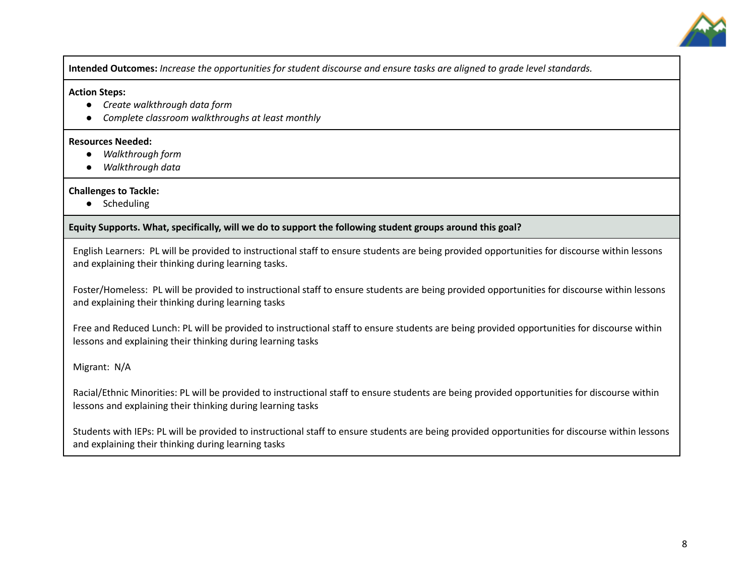**Intended Outcomes:** *Increase the opportunities for student discourse and ensure tasks are aligned to grade level standards.*

**Action Steps:**

- *Create walkthrough data form*
- *Complete classroom walkthroughs at least monthly*

**Resources Needed:**

- *Walkthrough form*
- *Walkthrough data*

**Challenges to Tackle:**

- Scheduling

**Equity Supports. What, specifically, will we do to support the following student groups around this goal?**

English Learners: PL will be provided to instructional staff to ensure students are being provided opportunities for discourse within lessons and explaining their thinking during learning tasks.

Foster/Homeless: PL will be provided to instructional staff to ensure students are being provided opportunities for discourse within lessons and explaining their thinking during learning tasks

Free and Reduced Lunch: PL will be provided to instructional staff to ensure students are being provided opportunities for discourse within lessons and explaining their thinking during learning tasks

Migrant: N/A

Racial/Ethnic Minorities: PL will be provided to instructional staff to ensure students are being provided opportunities for discourse within lessons and explaining their thinking during learning tasks

Students with IEPs: PL will be provided to instructional staff to ensure students are being provided opportunities for discourse within lessons and explaining their thinking during learning tasks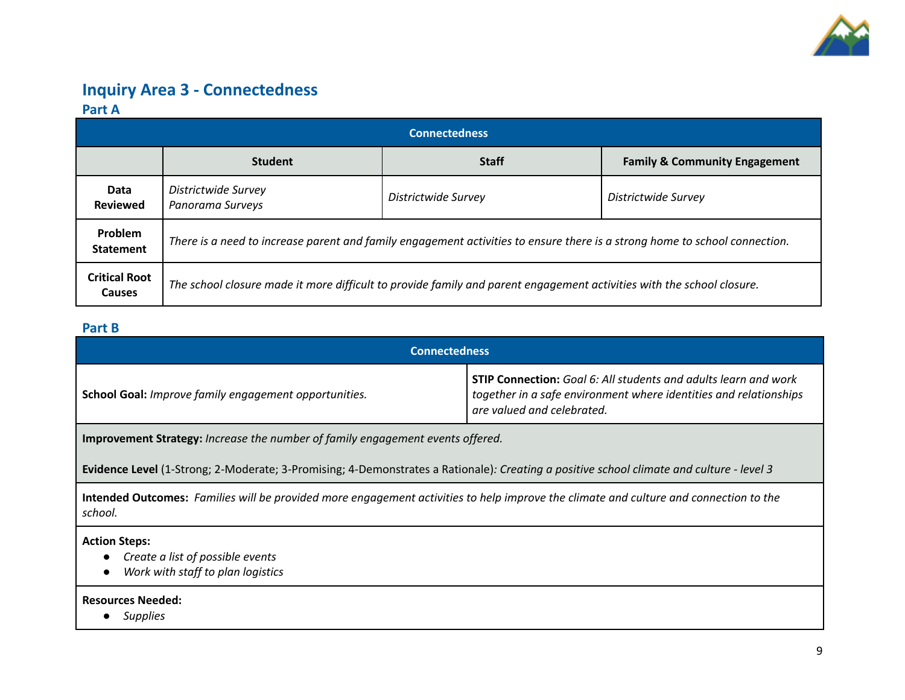## Inquiry Area 3 - Connectedness

### Part A

| Connectedness | | | |
|---|---|---|---|
| | **Student** | **Staff** | **Family & Community Engagement** |
| **Data Reviewed** | *Districtwide Survey*<br>*Panorama Surveys* | *Districtwide Survey* | *Districtwide Survey* |
| **Problem Statement** | *There is a need to increase parent and family engagement activities to ensure there is a strong home to school connection.* | | |
| **Critical Root Causes** | *The school closure made it more difficult to provide family and parent engagement activities with the school closure.* | | |

### Part B

| Connectedness | |
|---|---|
| **School Goal:** *Improve family engagement opportunities.* | **STIP Connection:** *Goal 6: All students and adults learn and work together in a safe environment where identities and relationships are valued and celebrated.* |
| **Improvement Strategy:** *Increase the number of family engagement events offered.*<br><br>**Evidence Level** (1-Strong; 2-Moderate; 3-Promising; 4-Demonstrates a Rationale)*: Creating a positive school climate and culture - level 3* | |
| **Intended Outcomes:** *Families will be provided more engagement activities to help improve the climate and culture and connection to the school.* | |
| **Action Steps:**<br>● *Create a list of possible events*<br>● *Work with staff to plan logistics* | |
| **Resources Needed:**<br>● *Supplies* | |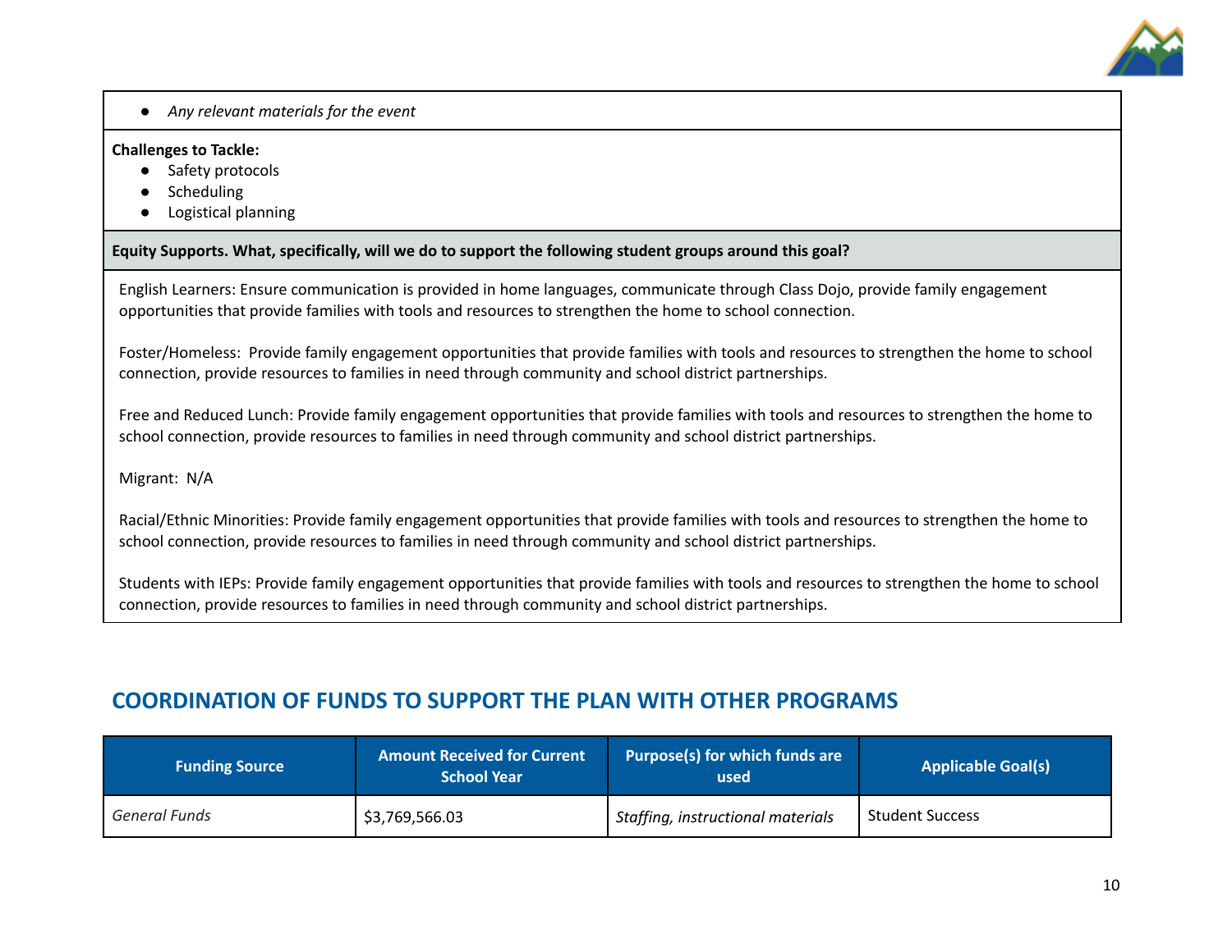- *Any relevant materials for the event*

**Challenges to Tackle:**

- Safety protocols
- Scheduling
- Logistical planning

**Equity Supports. What, specifically, will we do to support the following student groups around this goal?**

English Learners: Ensure communication is provided in home languages, communicate through Class Dojo, provide family engagement opportunities that provide families with tools and resources to strengthen the home to school connection.

Foster/Homeless: Provide family engagement opportunities that provide families with tools and resources to strengthen the home to school connection, provide resources to families in need through community and school district partnerships.

Free and Reduced Lunch: Provide family engagement opportunities that provide families with tools and resources to strengthen the home to school connection, provide resources to families in need through community and school district partnerships.

Migrant: N/A

Racial/Ethnic Minorities: Provide family engagement opportunities that provide families with tools and resources to strengthen the home to school connection, provide resources to families in need through community and school district partnerships.

Students with IEPs: Provide family engagement opportunities that provide families with tools and resources to strengthen the home to school connection, provide resources to families in need through community and school district partnerships.

## COORDINATION OF FUNDS TO SUPPORT THE PLAN WITH OTHER PROGRAMS

| Funding Source | Amount Received for Current School Year | Purpose(s) for which funds are used | Applicable Goal(s) |
|---|---|---|---|
| *General Funds* | $3,769,566.03 | *Staffing, instructional materials* | Student Success |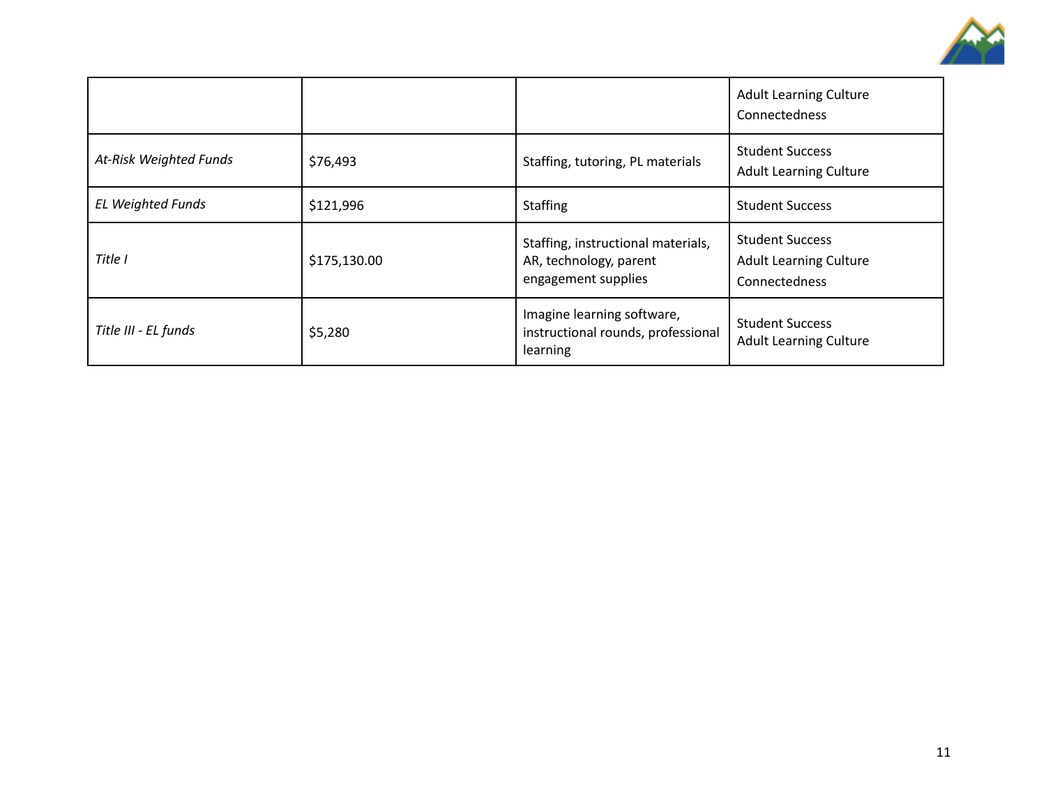| | | | |
|---|---|---|---|
| | | | Adult Learning Culture<br>Connectedness |
| *At-Risk Weighted Funds* | $76,493 | Staffing, tutoring, PL materials | Student Success<br>Adult Learning Culture |
| *EL Weighted Funds* | $121,996 | Staffing | Student Success |
| *Title I* | $175,130.00 | Staffing, instructional materials, AR, technology, parent engagement supplies | Student Success<br>Adult Learning Culture<br>Connectedness |
| *Title III - EL funds* | $5,280 | Imagine learning software, instructional rounds, professional learning | Student Success<br>Adult Learning Culture |